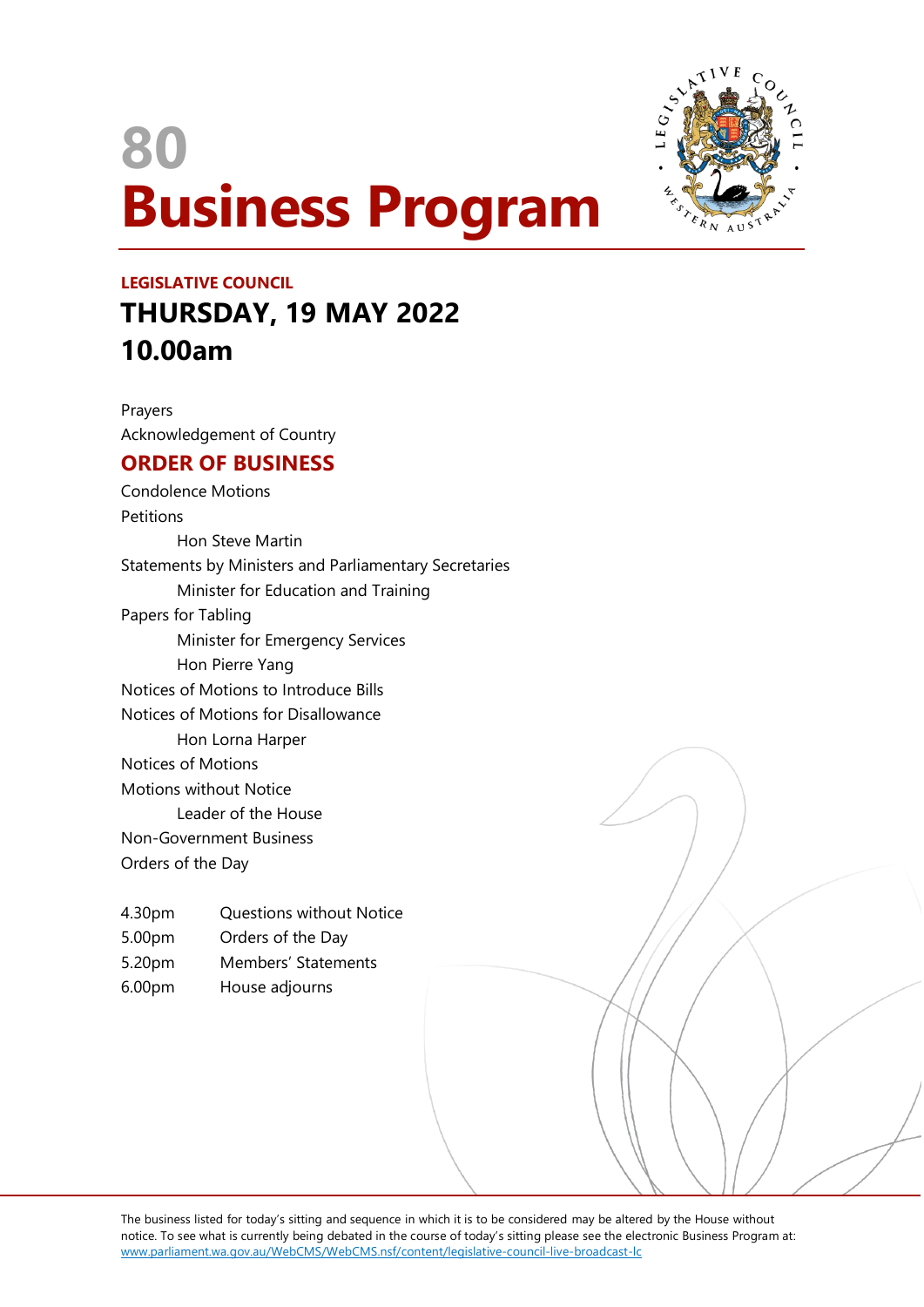# 80

# Business Program

**LEGISLATIVE COUNCIL**

## THURSDAY, 19 MAY 2022

## 10.00am

Prayers

Acknowledgement of Country

## ORDER OF BUSINESS

Condolence Motions

Petitions

- Hon Steve Martin

Statements by Ministers and Parliamentary Secretaries

- Minister for Education and Training

Papers for Tabling

- Minister for Emergency Services
- Hon Pierre Yang

Notices of Motions to Introduce Bills

Notices of Motions for Disallowance

- Hon Lorna Harper

Notices of Motions

Motions without Notice

- Leader of the House

Non-Government Business

Orders of the Day

| | |
|---|---|
| 4.30pm | Questions without Notice |
| 5.00pm | Orders of the Day |
| 5.20pm | Members' Statements |
| 6.00pm | House adjourns |

The business listed for today's sitting and sequence in which it is to be considered may be altered by the House without notice. To see what is currently being debated in the course of today's sitting please see the electronic Business Program at: www.parliament.wa.gov.au/WebCMS/WebCMS.nsf/content/legislative-council-live-broadcast-lc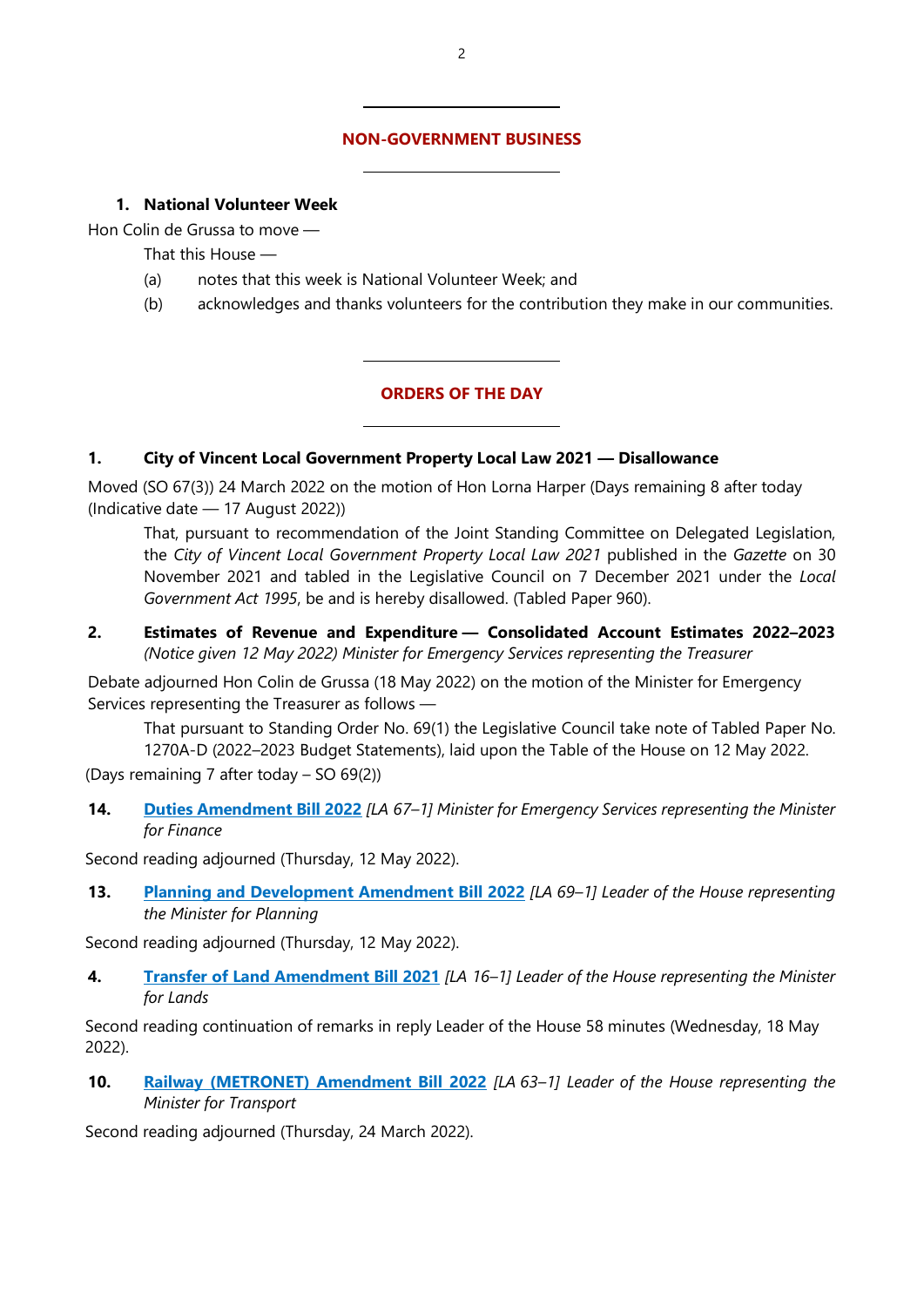## NON-GOVERNMENT BUSINESS

**1. National Volunteer Week**

Hon Colin de Grussa to move —

That this House —

(a) notes that this week is National Volunteer Week; and

(b) acknowledges and thanks volunteers for the contribution they make in our communities.

## ORDERS OF THE DAY

**1. City of Vincent Local Government Property Local Law 2021 — Disallowance**

Moved (SO 67(3)) 24 March 2022 on the motion of Hon Lorna Harper (Days remaining 8 after today (Indicative date — 17 August 2022))

That, pursuant to recommendation of the Joint Standing Committee on Delegated Legislation, the *City of Vincent Local Government Property Local Law 2021* published in the *Gazette* on 30 November 2021 and tabled in the Legislative Council on 7 December 2021 under the *Local Government Act 1995*, be and is hereby disallowed. (Tabled Paper 960).

**2. Estimates of Revenue and Expenditure — Consolidated Account Estimates 2022–2023** *(Notice given 12 May 2022) Minister for Emergency Services representing the Treasurer*

Debate adjourned Hon Colin de Grussa (18 May 2022) on the motion of the Minister for Emergency Services representing the Treasurer as follows —

That pursuant to Standing Order No. 69(1) the Legislative Council take note of Tabled Paper No. 1270A-D (2022–2023 Budget Statements), laid upon the Table of the House on 12 May 2022.

(Days remaining 7 after today – SO 69(2))

**14. Duties Amendment Bill 2022** *[LA 67–1] Minister for Emergency Services representing the Minister for Finance*

Second reading adjourned (Thursday, 12 May 2022).

**13. Planning and Development Amendment Bill 2022** *[LA 69–1] Leader of the House representing the Minister for Planning*

Second reading adjourned (Thursday, 12 May 2022).

**4. Transfer of Land Amendment Bill 2021** *[LA 16–1] Leader of the House representing the Minister for Lands*

Second reading continuation of remarks in reply Leader of the House 58 minutes (Wednesday, 18 May 2022).

**10. Railway (METRONET) Amendment Bill 2022** *[LA 63–1] Leader of the House representing the Minister for Transport*

Second reading adjourned (Thursday, 24 March 2022).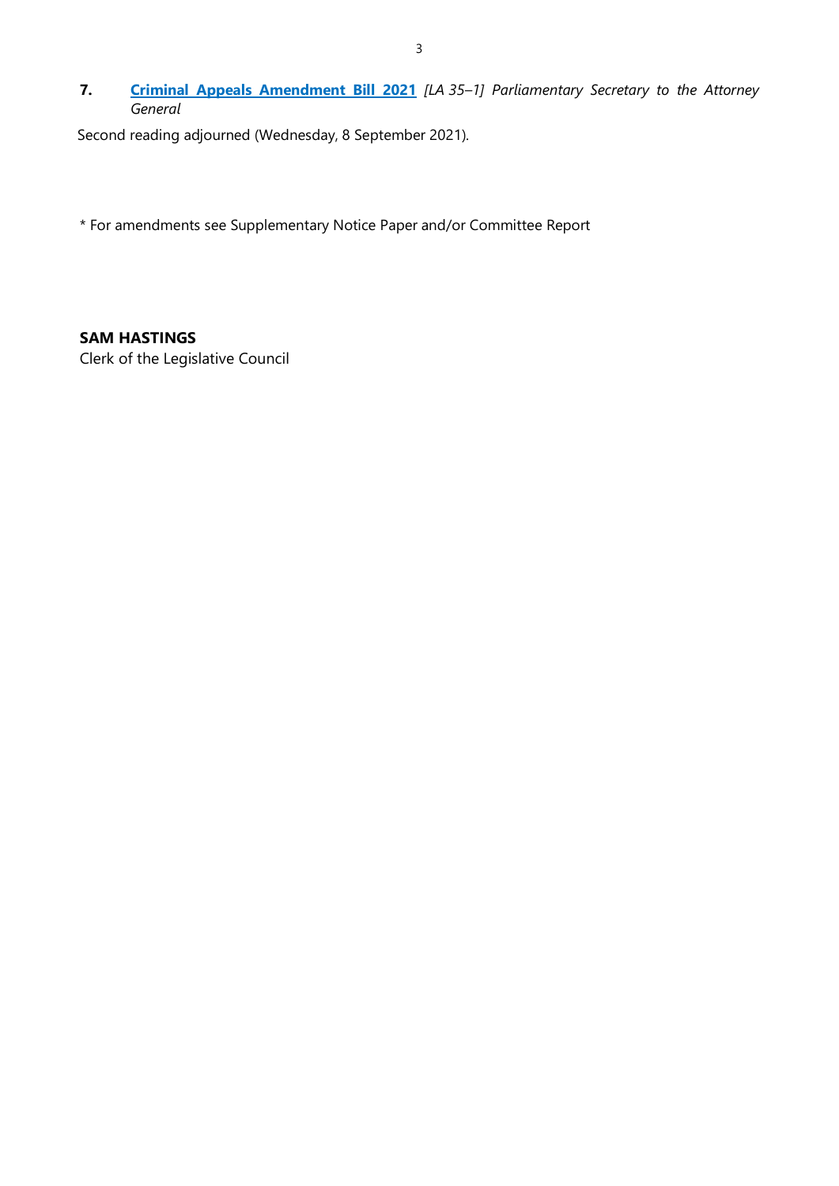**7.** **Criminal Appeals Amendment Bill 2021** *[LA 35–1] Parliamentary Secretary to the Attorney General*

Second reading adjourned (Wednesday, 8 September 2021).

* For amendments see Supplementary Notice Paper and/or Committee Report

**SAM HASTINGS**
Clerk of the Legislative Council